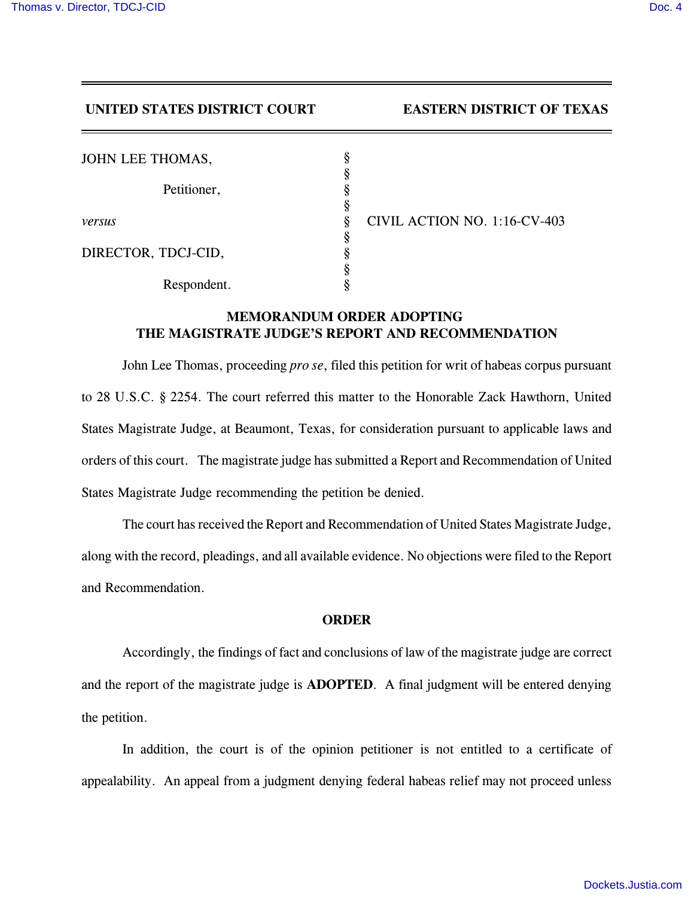**UNITED STATES DISTRICT COURT EASTERN DISTRICT OF TEXAS**

| | | |
|---|---|---|
| JOHN LEE THOMAS, | § | |
| Petitioner, | § | |
| *versus* | § | CIVIL ACTION NO. 1:16-CV-403 |
| DIRECTOR, TDCJ-CID, | § | |
| Respondent. | § | |

## MEMORANDUM ORDER ADOPTING THE MAGISTRATE JUDGE'S REPORT AND RECOMMENDATION

John Lee Thomas, proceeding *pro se*, filed this petition for writ of habeas corpus pursuant to 28 U.S.C. § 2254. The court referred this matter to the Honorable Zack Hawthorn, United States Magistrate Judge, at Beaumont, Texas, for consideration pursuant to applicable laws and orders of this court. The magistrate judge has submitted a Report and Recommendation of United States Magistrate Judge recommending the petition be denied.

The court has received the Report and Recommendation of United States Magistrate Judge, along with the record, pleadings, and all available evidence. No objections were filed to the Report and Recommendation.

## ORDER

Accordingly, the findings of fact and conclusions of law of the magistrate judge are correct and the report of the magistrate judge is **ADOPTED**. A final judgment will be entered denying the petition.

In addition, the court is of the opinion petitioner is not entitled to a certificate of appealability. An appeal from a judgment denying federal habeas relief may not proceed unless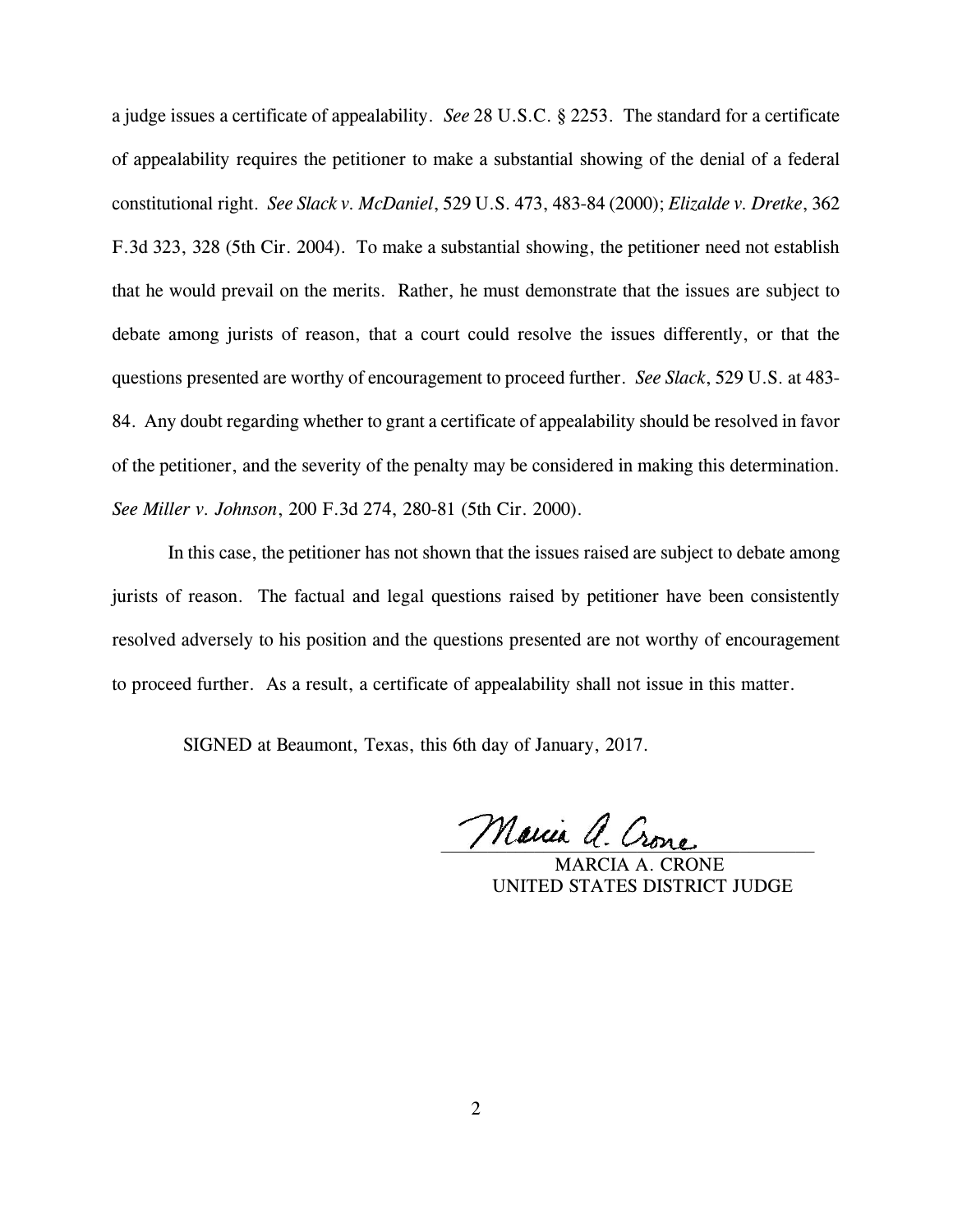a judge issues a certificate of appealability. *See* 28 U.S.C. § 2253. The standard for a certificate of appealability requires the petitioner to make a substantial showing of the denial of a federal constitutional right. *See Slack v. McDaniel*, 529 U.S. 473, 483-84 (2000); *Elizalde v. Dretke*, 362 F.3d 323, 328 (5th Cir. 2004). To make a substantial showing, the petitioner need not establish that he would prevail on the merits. Rather, he must demonstrate that the issues are subject to debate among jurists of reason, that a court could resolve the issues differently, or that the questions presented are worthy of encouragement to proceed further. *See Slack*, 529 U.S. at 483-84. Any doubt regarding whether to grant a certificate of appealability should be resolved in favor of the petitioner, and the severity of the penalty may be considered in making this determination. *See Miller v. Johnson*, 200 F.3d 274, 280-81 (5th Cir. 2000).

In this case, the petitioner has not shown that the issues raised are subject to debate among jurists of reason. The factual and legal questions raised by petitioner have been consistently resolved adversely to his position and the questions presented are not worthy of encouragement to proceed further. As a result, a certificate of appealability shall not issue in this matter.

SIGNED at Beaumont, Texas, this 6th day of January, 2017.

Marcia A. Crone

MARCIA A. CRONE
UNITED STATES DISTRICT JUDGE